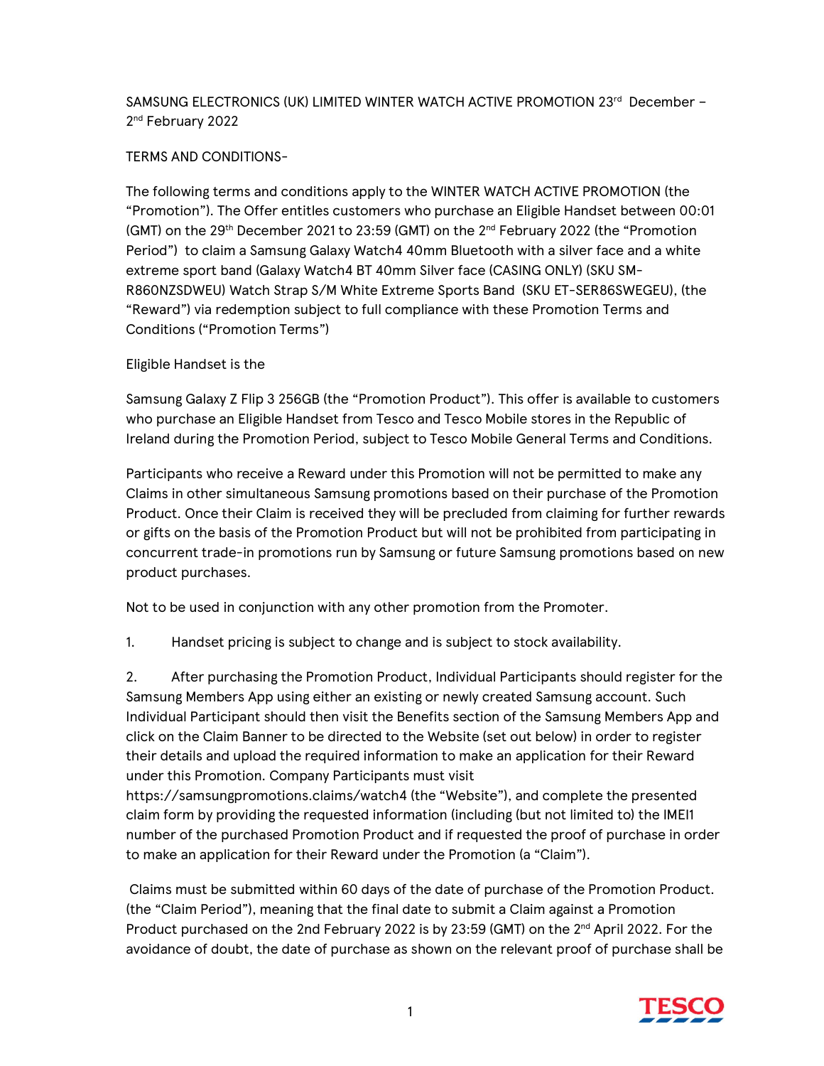SAMSUNG ELECTRONICS (UK) LIMITED WINTER WATCH ACTIVE PROMOTION 23rd December – 2nd February 2022

TERMS AND CONDITIONS-

The following terms and conditions apply to the WINTER WATCH ACTIVE PROMOTION (the "Promotion"). The Offer entitles customers who purchase an Eligible Handset between 00:01 (GMT) on the 29th December 2021 to 23:59 (GMT) on the 2nd February 2022 (the "Promotion Period") to claim a Samsung Galaxy Watch4 40mm Bluetooth with a silver face and a white extreme sport band (Galaxy Watch4 BT 40mm Silver face (CASING ONLY) (SKU SM-R860NZSDWEU) Watch Strap S/M White Extreme Sports Band (SKU ET-SER86SWEGEU), (the "Reward") via redemption subject to full compliance with these Promotion Terms and Conditions ("Promotion Terms")

Eligible Handset is the

Samsung Galaxy Z Flip 3 256GB (the "Promotion Product"). This offer is available to customers who purchase an Eligible Handset from Tesco and Tesco Mobile stores in the Republic of Ireland during the Promotion Period, subject to Tesco Mobile General Terms and Conditions.

Participants who receive a Reward under this Promotion will not be permitted to make any Claims in other simultaneous Samsung promotions based on their purchase of the Promotion Product. Once their Claim is received they will be precluded from claiming for further rewards or gifts on the basis of the Promotion Product but will not be prohibited from participating in concurrent trade-in promotions run by Samsung or future Samsung promotions based on new product purchases.

Not to be used in conjunction with any other promotion from the Promoter.

1. Handset pricing is subject to change and is subject to stock availability.

2. After purchasing the Promotion Product, Individual Participants should register for the Samsung Members App using either an existing or newly created Samsung account. Such Individual Participant should then visit the Benefits section of the Samsung Members App and click on the Claim Banner to be directed to the Website (set out below) in order to register their details and upload the required information to make an application for their Reward under this Promotion. Company Participants must visit https://samsungpromotions.claims/watch4 (the "Website"), and complete the presented claim form by providing the requested information (including (but not limited to) the IMEI1 number of the purchased Promotion Product and if requested the proof of purchase in order to make an application for their Reward under the Promotion (a "Claim").

Claims must be submitted within 60 days of the date of purchase of the Promotion Product. (the "Claim Period"), meaning that the final date to submit a Claim against a Promotion Product purchased on the 2nd February 2022 is by 23:59 (GMT) on the 2nd April 2022. For the avoidance of doubt, the date of purchase as shown on the relevant proof of purchase shall be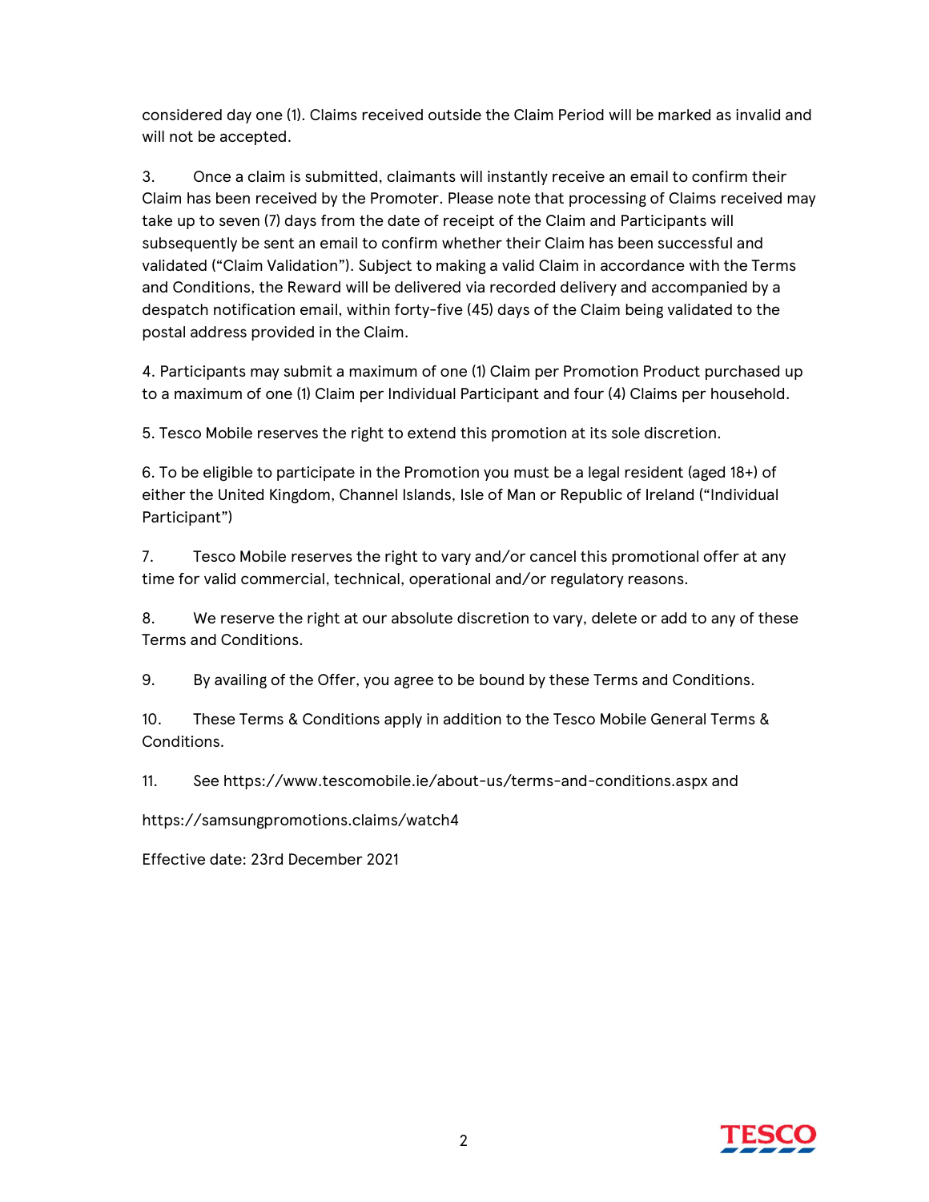considered day one (1). Claims received outside the Claim Period will be marked as invalid and will not be accepted.

3. Once a claim is submitted, claimants will instantly receive an email to confirm their Claim has been received by the Promoter. Please note that processing of Claims received may take up to seven (7) days from the date of receipt of the Claim and Participants will subsequently be sent an email to confirm whether their Claim has been successful and validated ("Claim Validation"). Subject to making a valid Claim in accordance with the Terms and Conditions, the Reward will be delivered via recorded delivery and accompanied by a despatch notification email, within forty-five (45) days of the Claim being validated to the postal address provided in the Claim.

4. Participants may submit a maximum of one (1) Claim per Promotion Product purchased up to a maximum of one (1) Claim per Individual Participant and four (4) Claims per household.

5. Tesco Mobile reserves the right to extend this promotion at its sole discretion.

6. To be eligible to participate in the Promotion you must be a legal resident (aged 18+) of either the United Kingdom, Channel Islands, Isle of Man or Republic of Ireland ("Individual Participant")

7. Tesco Mobile reserves the right to vary and/or cancel this promotional offer at any time for valid commercial, technical, operational and/or regulatory reasons.

8. We reserve the right at our absolute discretion to vary, delete or add to any of these Terms and Conditions.

9. By availing of the Offer, you agree to be bound by these Terms and Conditions.

10. These Terms & Conditions apply in addition to the Tesco Mobile General Terms & Conditions.

11. See https://www.tescomobile.ie/about-us/terms-and-conditions.aspx and

https://samsungpromotions.claims/watch4

Effective date: 23rd December 2021